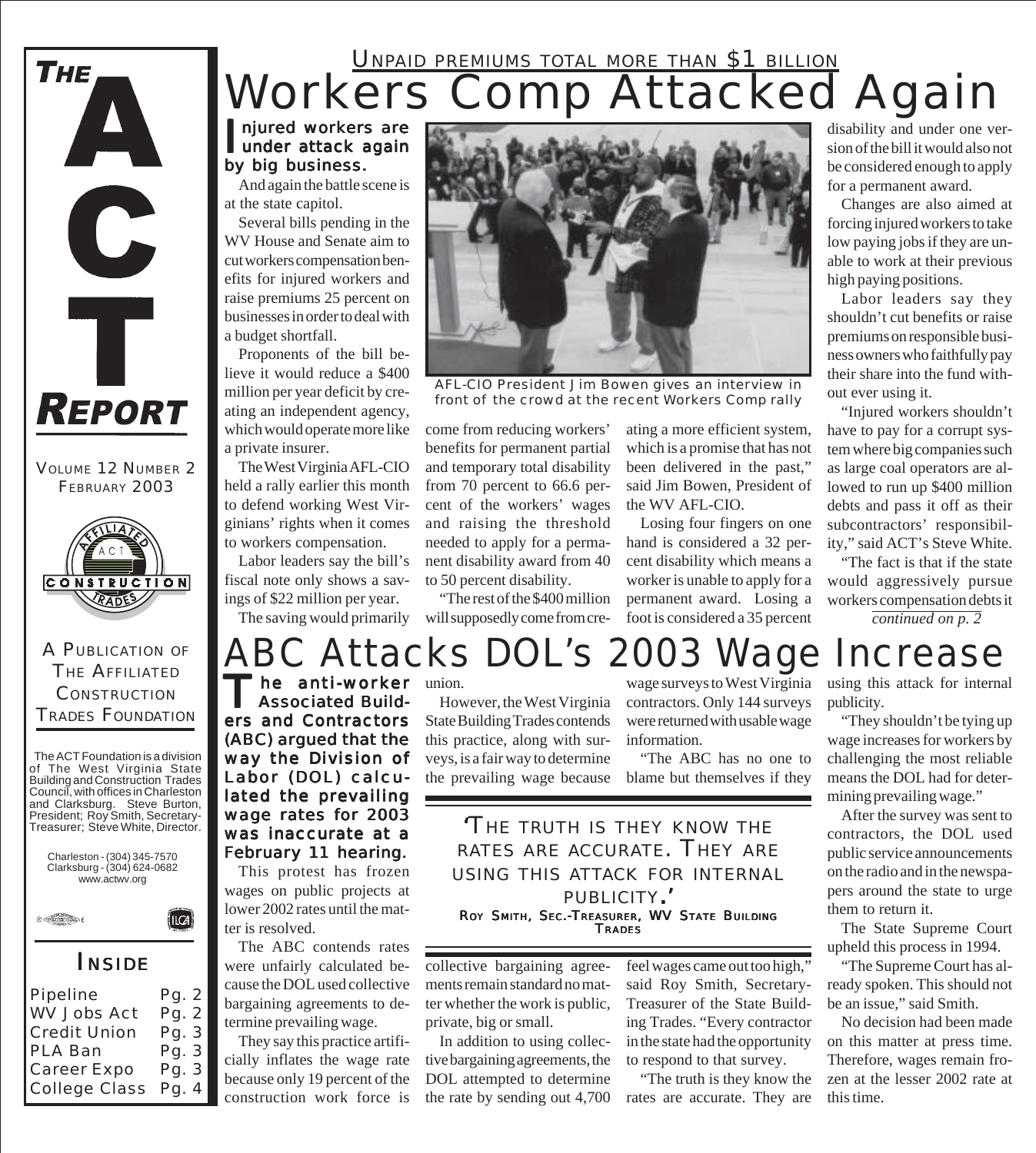# THE ACT REPORT

VOLUME 12 NUMBER 2
FEBRUARY 2003

A PUBLICATION OF THE AFFILIATED CONSTRUCTION TRADES FOUNDATION

The ACT Foundation is a division of The West Virginia State Building and Construction Trades Council, with offices in Charleston and Clarksburg. Steve Burton, President; Roy Smith, Secretary-Treasurer; Steve White, Director.

Charleston - (304) 345-7570
Clarksburg - (304) 624-0682
www.actwv.org

## INSIDE

| | |
|---|---|
| Pipeline | Pg. 2 |
| WV Jobs Act | Pg. 2 |
| Credit Union | Pg. 3 |
| PLA Ban | Pg. 3 |
| Career Expo | Pg. 3 |
| College Class | Pg. 4 |

UNPAID PREMIUMS TOTAL MORE THAN $1 BILLION

# Workers Comp Attacked Again

**Injured workers are under attack again by big business.**

And again the battle scene is at the state capitol.

Several bills pending in the WV House and Senate aim to cut workers compensation benefits for injured workers and raise premiums 25 percent on businesses in order to deal with a budget shortfall.

Proponents of the bill believe it would reduce a $400 million per year deficit by creating an independent agency, which would operate more like a private insurer.

The West Virginia AFL-CIO held a rally earlier this month to defend working West Virginians' rights when it comes to workers compensation.

Labor leaders say the bill's fiscal note only shows a savings of $22 million per year.

The saving would primarily come from reducing workers' benefits for permanent partial and temporary total disability from 70 percent to 66.6 percent of the workers' wages and raising the threshold needed to apply for a permanent disability award from 40 to 50 percent disability.

AFL-CIO President Jim Bowen gives an interview in front of the crowd at the recent Workers Comp rally

"The rest of the $400 million will supposedly come from creating a more efficient system, which is a promise that has not been delivered in the past," said Jim Bowen, President of the WV AFL-CIO.

Losing four fingers on one hand is considered a 32 percent disability which means a worker is unable to apply for a permanent award. Losing a foot is considered a 35 percent disability and under one version of the bill it would also not be considered enough to apply for a permanent award.

Changes are also aimed at forcing injured workers to take low paying jobs if they are unable to work at their previous high paying positions.

Labor leaders say they shouldn't cut benefits or raise premiums on responsible business owners who faithfully pay their share into the fund without ever using it.

"Injured workers shouldn't have to pay for a corrupt system where big companies such as large coal operators are allowed to run up $400 million debts and pass it off as their subcontractors' responsibility," said ACT's Steve White.

"The fact is that if the state would aggressively pursue workers compensation debts it

*continued on p. 2*

# ABC Attacks DOL's 2003 Wage Increase

**The anti-worker Associated Builders and Contractors (ABC) argued that the way the Division of Labor (DOL) calculated the prevailing wage rates for 2003 was inaccurate at a February 11 hearing.**

This protest has frozen wages on public projects at lower 2002 rates until the matter is resolved.

The ABC contends rates were unfairly calculated because the DOL used collective bargaining agreements to determine prevailing wage.

They say this practice artificially inflates the wage rate because only 19 percent of the construction work force is union.

However, the West Virginia State Building Trades contends this practice, along with surveys, is a fair way to determine the prevailing wage because collective bargaining agreements remain standard no matter whether the work is public, private, big or small.

In addition to using collective bargaining agreements, the DOL attempted to determine the rate by sending out 4,700 wage surveys to West Virginia contractors. Only 144 surveys were returned with usable wage information.

"The ABC has no one to blame but themselves if they feel wages came out too high," said Roy Smith, Secretary-Treasurer of the State Building Trades. "Every contractor in the state had the opportunity to respond to that survey.

> 'THE TRUTH IS THEY KNOW THE RATES ARE ACCURATE. THEY ARE USING THIS ATTACK FOR INTERNAL PUBLICITY.'
>
> ROY SMITH, SEC.-TREASURER, WV STATE BUILDING TRADES

"The truth is they know the rates are accurate. They are using this attack for internal publicity.

"They shouldn't be tying up wage increases for workers by challenging the most reliable means the DOL had for determining prevailing wage."

After the survey was sent to contractors, the DOL used public service announcements on the radio and in the newspapers around the state to urge them to return it.

The State Supreme Court upheld this process in 1994.

"The Supreme Court has already spoken. This should not be an issue," said Smith.

No decision had been made on this matter at press time. Therefore, wages remain frozen at the lesser 2002 rate at this time.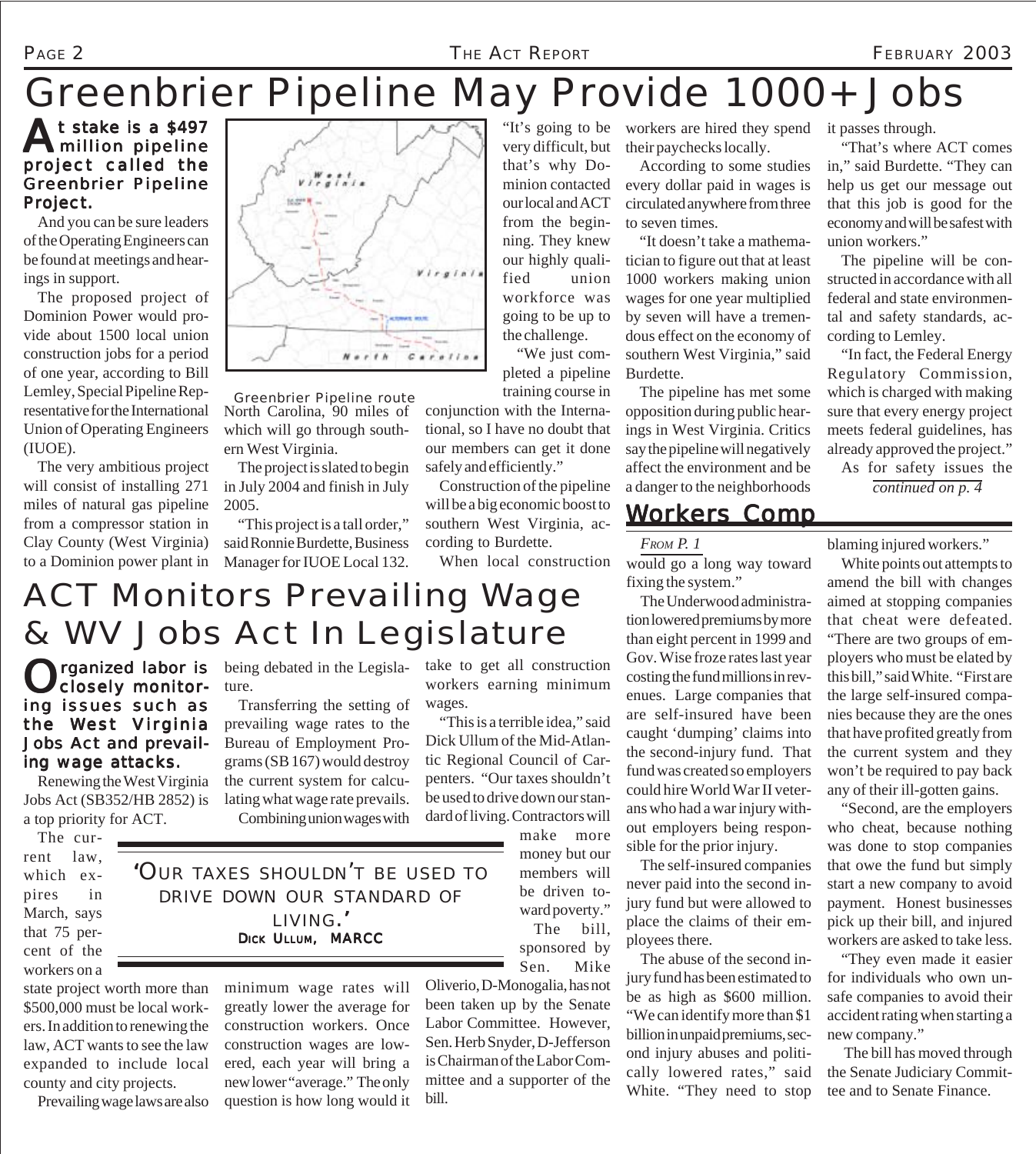# Greenbrier Pipeline May Provide 1000+ Jobs

**At stake is a $497 million pipeline project called the Greenbrier Pipeline Project.**

And you can be sure leaders of the Operating Engineers can be found at meetings and hearings in support.

The proposed project of Dominion Power would provide about 1500 local union construction jobs for a period of one year, according to Bill Lemley, Special Pipeline Representative for the International Union of Operating Engineers (IUOE).

The very ambitious project will consist of installing 271 miles of natural gas pipeline from a compressor station in Clay County (West Virginia) to a Dominion power plant in North Carolina, 90 miles of which will go through southern West Virginia.

Greenbrier Pipeline route

The project is slated to begin in July 2004 and finish in July 2005.

"This project is a tall order," said Ronnie Burdette, Business Manager for IUOE Local 132. "It's going to be very difficult, but that's why Dominion contacted our local and ACT from the beginning. They knew our highly qualified union workforce was going to be up to the challenge.

"We just completed a pipeline training course in conjunction with the International, so I have no doubt that our members can get it done safely and efficiently."

Construction of the pipeline will be a big economic boost to southern West Virginia, according to Burdette.

When local construction workers are hired they spend their paychecks locally.

According to some studies every dollar paid in wages is circulated anywhere from three to seven times.

"It doesn't take a mathematician to figure out that at least 1000 workers making union wages for one year multiplied by seven will have a tremendous effect on the economy of southern West Virginia," said Burdette.

The pipeline has met some opposition during public hearings in West Virginia. Critics say the pipeline will negatively affect the environment and be a danger to the neighborhoods it passes through.

"That's where ACT comes in," said Burdette. "They can help us get our message out that this job is good for the economy and will be safest with union workers."

The pipeline will be constructed in accordance with all federal and state environmental and safety standards, according to Lemley.

"In fact, the Federal Energy Regulatory Commission, which is charged with making sure that every energy project meets federal guidelines, has already approved the project."

As for safety issues the

*continued on p. 4*

# ACT Monitors Prevailing Wage & WV Jobs Act In Legislature

**Organized labor is closely monitoring issues such as the West Virginia Jobs Act and prevailing wage attacks.**

Renewing the West Virginia Jobs Act (SB352/HB 2852) is a top priority for ACT.

The current law, which expires in March, says that 75 percent of the workers on a state project worth more than $500,000 must be local workers. In addition to renewing the law, ACT wants to see the law expanded to include local county and city projects.

Prevailing wage laws are also being debated in the Legislature.

Transferring the setting of prevailing wage rates to the Bureau of Employment Programs (SB 167) would destroy the current system for calculating what wage rate prevails.

Combining union wages with minimum wage rates will greatly lower the average for construction workers. Once construction wages are lowered, each year will bring a new lower "average." The only question is how long would it take to get all construction workers earning minimum wages.

"This is a terrible idea," said Dick Ullum of the Mid-Atlantic Regional Council of Carpenters. "Our taxes shouldn't be used to drive down our standard of living. Contractors will make more money but our members will be driven toward poverty."

> 'OUR TAXES SHOULDN'T BE USED TO DRIVE DOWN OUR STANDARD OF LIVING.'
> **DICK ULLUM, MARCC**

The bill, sponsored by Sen. Mike Oliverio, D-Monogalia, has not been taken up by the Senate Labor Committee. However, Sen. Herb Snyder, D-Jefferson is Chairman of the Labor Committee and a supporter of the bill.

## Workers Comp

*FROM P. 1*

would go a long way toward fixing the system."

The Underwood administration lowered premiums by more than eight percent in 1999 and Gov. Wise froze rates last year costing the fund millions in revenues. Large companies that are self-insured have been caught 'dumping' claims into the second-injury fund. That fund was created so employers could hire World War II veterans who had a war injury without employers being responsible for the prior injury.

The self-insured companies never paid into the second injury fund but were allowed to place the claims of their employees there.

The abuse of the second injury fund has been estimated to be as high as $600 million. "We can identify more than $1 billion in unpaid premiums, second injury abuses and politically lowered rates," said White. "They need to stop blaming injured workers."

White points out attempts to amend the bill with changes aimed at stopping companies that cheat were defeated. "There are two groups of employers who must be elated by this bill," said White. "First are the large self-insured companies because they are the ones that have profited greatly from the current system and they won't be required to pay back any of their ill-gotten gains.

"Second, are the employers who cheat, because nothing was done to stop companies that owe the fund but simply start a new company to avoid payment. Honest businesses pick up their bill, and injured workers are asked to take less.

"They even made it easier for individuals who own unsafe companies to avoid their accident rating when starting a new company."

The bill has moved through the Senate Judiciary Committee and to Senate Finance.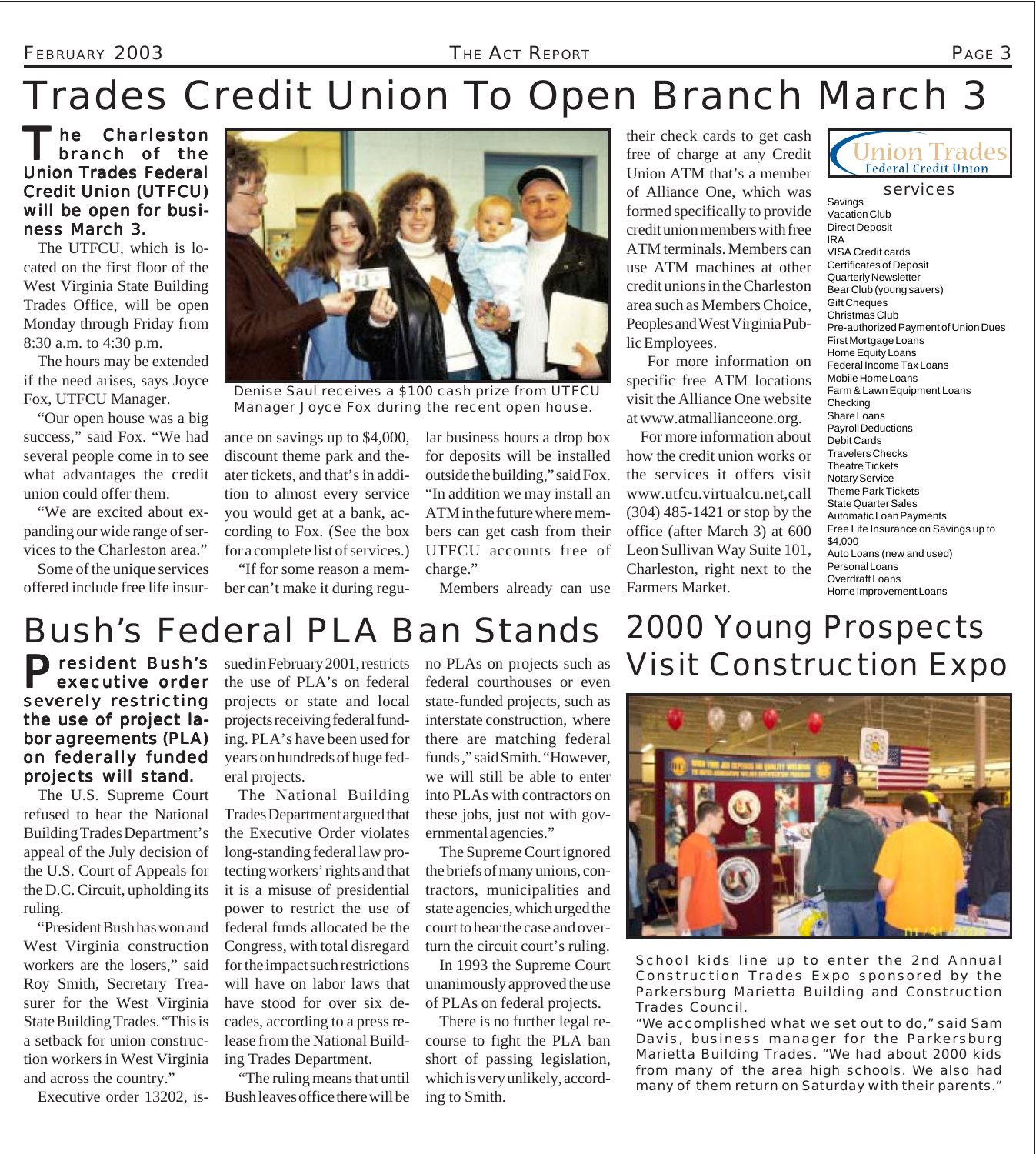# Trades Credit Union To Open Branch March 3

**The Charleston branch of the Union Trades Federal Credit Union (UTFCU) will be open for business March 3.**

The UTFCU, which is located on the first floor of the West Virginia State Building Trades Office, will be open Monday through Friday from 8:30 a.m. to 4:30 p.m.

The hours may be extended if the need arises, says Joyce Fox, UTFCU Manager.

"Our open house was a big success," said Fox. "We had several people come in to see what advantages the credit union could offer them.

"We are excited about expanding our wide range of services to the Charleston area."

Some of the unique services offered include free life insurance on savings up to $4,000, discount theme park and theater tickets, and that's in addition to almost every service you would get at a bank, according to Fox. (See the box for a complete list of services.)

"If for some reason a member can't make it during regular business hours a drop box for deposits will be installed outside the building," said Fox. "In addition we may install an ATM in the future where members can get cash from their UTFCU accounts free of charge."

Members already can use their check cards to get cash free of charge at any Credit Union ATM that's a member of Alliance One, which was formed specifically to provide credit union members with free ATM terminals. Members can use ATM machines at other credit unions in the Charleston area such as Members Choice, Peoples and West Virginia Public Employees.

For more information on specific free ATM locations visit the Alliance One website at www.atmallianceone.org.

For more information about how the credit union works or the services it offers visit www.utfcu.virtualcu.net, call (304) 485-1421 or stop by the office (after March 3) at 600 Leon Sullivan Way Suite 101, Charleston, right next to the Farmers Market.

Denise Saul receives a $100 cash prize from UTFCU Manager Joyce Fox during the recent open house.

**Union Trades Federal Credit Union**

**services**

- Savings
- Vacation Club
- Direct Deposit
- IRA
- VISA Credit cards
- Certificates of Deposit
- Quarterly Newsletter
- Bear Club (young savers)
- Gift Cheques
- Christmas Club
- Pre-authorized Payment of Union Dues
- First Mortgage Loans
- Home Equity Loans
- Federal Income Tax Loans
- Mobile Home Loans
- Farm & Lawn Equipment Loans
- Checking
- Share Loans
- Payroll Deductions
- Debit Cards
- Travelers Checks
- Theatre Tickets
- Notary Service
- Theme Park Tickets
- State Quarter Sales
- Automatic Loan Payments
- Free Life Insurance on Savings up to $4,000
- Auto Loans (new and used)
- Personal Loans
- Overdraft Loans
- Home Improvement Loans

# Bush's Federal PLA Ban Stands

**President Bush's executive order severely restricting the use of project labor agreements (PLA) on federally funded projects will stand.**

The U.S. Supreme Court refused to hear the National Building Trades Department's appeal of the July decision of the U.S. Court of Appeals for the D.C. Circuit, upholding its ruling.

"President Bush has won and West Virginia construction workers are the losers," said Roy Smith, Secretary Treasurer for the West Virginia State Building Trades. "This is a setback for union construction workers in West Virginia and across the country."

Executive order 13202, issued in February 2001, restricts the use of PLA's on federal projects or state and local projects receiving federal funding. PLA's have been used for years on hundreds of huge federal projects.

The National Building Trades Department argued that the Executive Order violates long-standing federal law protecting workers' rights and that it is a misuse of presidential power to restrict the use of federal funds allocated be the Congress, with total disregard for the impact such restrictions will have on labor laws that have stood for over six decades, according to a press release from the National Building Trades Department.

"The ruling means that until Bush leaves office there will be no PLAs on projects such as federal courthouses or even state-funded projects, such as interstate construction, where there are matching federal funds," said Smith. "However, we will still be able to enter into PLAs with contractors on these jobs, just not with governmental agencies."

The Supreme Court ignored the briefs of many unions, contractors, municipalities and state agencies, which urged the court to hear the case and overturn the circuit court's ruling.

In 1993 the Supreme Court unanimously approved the use of PLAs on federal projects.

There is no further legal recourse to fight the PLA ban short of passing legislation, which is very unlikely, according to Smith.

# 2000 Young Prospects Visit Construction Expo

School kids line up to enter the 2nd Annual Construction Trades Expo sponsored by the Parkersburg Marietta Building and Construction Trades Council.

"We accomplished what we set out to do," said Sam Davis, business manager for the Parkersburg Marietta Building Trades. "We had about 2000 kids from many of the area high schools. We also had many of them return on Saturday with their parents."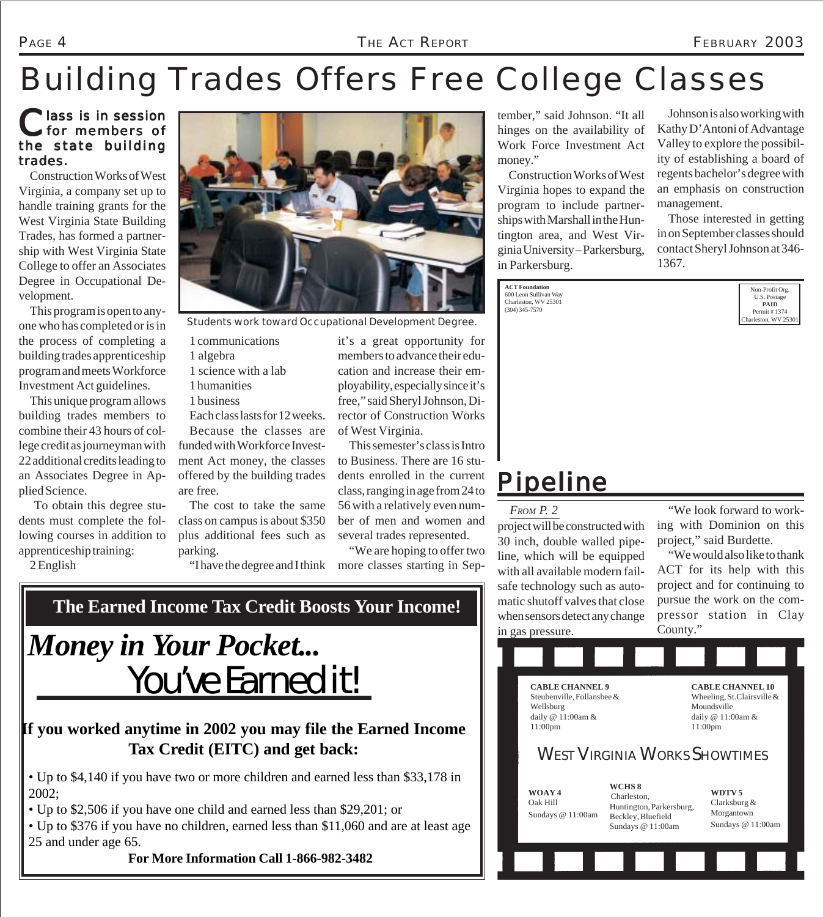# Building Trades Offers Free College Classes

**Class is in session for members of the state building trades.**

Construction Works of West Virginia, a company set up to handle training grants for the West Virginia State Building Trades, has formed a partnership with West Virginia State College to offer an Associates Degree in Occupational Development.

This program is open to anyone who has completed or is in the process of completing a building trades apprenticeship program and meets Workforce Investment Act guidelines.

This unique program allows building trades members to combine their 43 hours of college credit as journeyman with 22 additional credits leading to an Associates Degree in Applied Science.

To obtain this degree students must complete the following courses in addition to apprenticeship training:

2 English
1 communications
1 algebra
1 science with a lab
1 humanities
1 business

Each class lasts for 12 weeks.

Because the classes are funded with Workforce Investment Act money, the classes offered by the building trades are free.

The cost to take the same class on campus is about $350 plus additional fees such as parking.

"I have the degree and I think it's a great opportunity for members to advance their education and increase their employability, especially since it's free," said Sheryl Johnson, Director of Construction Works of West Virginia.

This semester's class is Intro to Business. There are 16 students enrolled in the current class, ranging in age from 24 to 56 with a relatively even number of men and women and several trades represented.

"We are hoping to offer two more classes starting in September," said Johnson. "It all hinges on the availability of Work Force Investment Act money."

Construction Works of West Virginia hopes to expand the program to include partnerships with Marshall in the Huntington area, and West Virginia University – Parkersburg, in Parkersburg.

Johnson is also working with Kathy D'Antoni of Advantage Valley to explore the possibility of establishing a board of regents bachelor's degree with an emphasis on construction management.

Those interested in getting in on September classes should contact Sheryl Johnson at 346-1367.

Students work toward Occupational Development Degree.

**ACT Foundation**
600 Leon Sullivan Way
Charleston, WV 25301
(304) 345-7570

Non-Profit Org.
U.S. Postage
**PAID**
Permit # 1374
Charleston, WV 25301

## Pipeline

*FROM P. 2*

project will be constructed with 30 inch, double walled pipeline, which will be equipped with all available modern fail-safe technology such as automatic shutoff valves that close when sensors detect any change in gas pressure.

"We look forward to working with Dominion on this project," said Burdette.

"We would also like to thank ACT for its help with this project and for continuing to pursue the work on the compressor station in Clay County."

**The Earned Income Tax Credit Boosts Your Income!**

***Money in Your Pocket...***

**You've Earned it!**

**If you worked anytime in 2002 you may file the Earned Income Tax Credit (EITC) and get back:**

- Up to $4,140 if you have two or more children and earned less than $33,178 in 2002;
- Up to $2,506 if you have one child and earned less than $29,201; or
- Up to $376 if you have no children, earned less than $11,060 and are at least age 25 and under age 65.

**For More Information Call 1-866-982-3482**

## West Virginia Works Showtimes

**CABLE CHANNEL 9**
Steubenville, Follansbee & Wellsburg
daily @ 11:00am & 11:00pm

**CABLE CHANNEL 10**
Wheeling, St.Clairsville & Moundsville
daily @ 11:00am & 11:00pm

**WOAY 4**
Oak Hill
Sundays @ 11:00am

**WCHS 8**
Charleston, Huntington, Parkersburg, Beckley, Bluefield
Sundays @ 11:00am

**WDTV 5**
Clarksburg & Morgantown
Sundays @ 11:00am